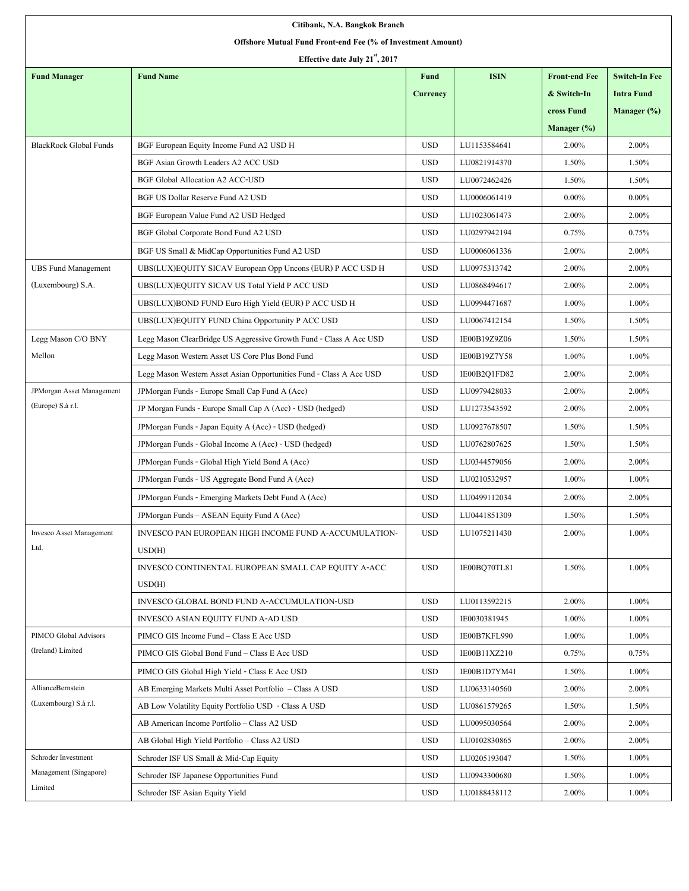**Citibank, N.A. Bangkok Branch**

**Offshore Mutual Fund Front-end Fee (% of Investment Amount)**

**Effective date July 21st, 2017**

| Fund Manager | Fund Name | Fund Currency | ISIN | Front-end Fee & Switch-In cross Fund Manager (%) | Switch-In Fee Intra Fund Manager (%) |
|---|---|---|---|---|---|
| BlackRock Global Funds | BGF European Equity Income Fund A2 USD H | USD | LU1153584641 | 2.00% | 2.00% |
| | BGF Asian Growth Leaders A2 ACC USD | USD | LU0821914370 | 1.50% | 1.50% |
| | BGF Global Allocation A2 ACC-USD | USD | LU0072462426 | 1.50% | 1.50% |
| | BGF US Dollar Reserve Fund A2 USD | USD | LU0006061419 | 0.00% | 0.00% |
| | BGF European Value Fund A2 USD Hedged | USD | LU1023061473 | 2.00% | 2.00% |
| | BGF Global Corporate Bond Fund A2 USD | USD | LU0297942194 | 0.75% | 0.75% |
| | BGF US Small & MidCap Opportunities Fund A2 USD | USD | LU0006061336 | 2.00% | 2.00% |
| UBS Fund Management (Luxembourg) S.A. | UBS(LUX)EQUITY SICAV European Opp Uncons (EUR) P ACC USD H | USD | LU0975313742 | 2.00% | 2.00% |
| | UBS(LUX)EQUITY SICAV US Total Yield P ACC USD | USD | LU0868494617 | 2.00% | 2.00% |
| | UBS(LUX)BOND FUND Euro High Yield (EUR) P ACC USD H | USD | LU0994471687 | 1.00% | 1.00% |
| | UBS(LUX)EQUITY FUND China Opportunity P ACC USD | USD | LU0067412154 | 1.50% | 1.50% |
| Legg Mason C/O BNY Mellon | Legg Mason ClearBridge US Aggressive Growth Fund - Class A Acc USD | USD | IE00B19Z9Z06 | 1.50% | 1.50% |
| | Legg Mason Western Asset US Core Plus Bond Fund | USD | IE00B19Z7Y58 | 1.00% | 1.00% |
| | Legg Mason Western Asset Asian Opportunities Fund - Class A Acc USD | USD | IE00B2Q1FD82 | 2.00% | 2.00% |
| JPMorgan Asset Management (Europe) S.à r.l. | JPMorgan Funds - Europe Small Cap Fund A (Acc) | USD | LU0979428033 | 2.00% | 2.00% |
| | JP Morgan Funds - Europe Small Cap A (Acc) - USD (hedged) | USD | LU1273543592 | 2.00% | 2.00% |
| | JPMorgan Funds - Japan Equity A (Acc) - USD (hedged) | USD | LU0927678507 | 1.50% | 1.50% |
| | JPMorgan Funds - Global Income A (Acc) - USD (hedged) | USD | LU0762807625 | 1.50% | 1.50% |
| | JPMorgan Funds - Global High Yield Bond A (Acc) | USD | LU0344579056 | 2.00% | 2.00% |
| | JPMorgan Funds - US Aggregate Bond Fund A (Acc) | USD | LU0210532957 | 1.00% | 1.00% |
| | JPMorgan Funds - Emerging Markets Debt Fund A (Acc) | USD | LU0499112034 | 2.00% | 2.00% |
| | JPMorgan Funds – ASEAN Equity Fund A (Acc) | USD | LU0441851309 | 1.50% | 1.50% |
| Invesco Asset Management Ltd. | INVESCO PAN EUROPEAN HIGH INCOME FUND A-ACCUMULATION-USD(H) | USD | LU1075211430 | 2.00% | 1.00% |
| | INVESCO CONTINENTAL EUROPEAN SMALL CAP EQUITY A-ACC USD(H) | USD | IE00BQ70TL81 | 1.50% | 1.00% |
| | INVESCO GLOBAL BOND FUND A-ACCUMULATION-USD | USD | LU0113592215 | 2.00% | 1.00% |
| | INVESCO ASIAN EQUITY FUND A-AD USD | USD | IE0030381945 | 1.00% | 1.00% |
| PIMCO Global Advisors (Ireland) Limited | PIMCO GIS Income Fund – Class E Acc USD | USD | IE00B7KFL990 | 1.00% | 1.00% |
| | PIMCO GIS Global Bond Fund – Class E Acc USD | USD | IE00B11XZ210 | 0.75% | 0.75% |
| | PIMCO GIS Global High Yield - Class E Acc USD | USD | IE00B1D7YM41 | 1.50% | 1.00% |
| AllianceBernstein (Luxembourg) S.à r.l. | AB Emerging Markets Multi Asset Portfolio – Class A USD | USD | LU0633140560 | 2.00% | 2.00% |
| | AB Low Volatility Equity Portfolio USD - Class A USD | USD | LU0861579265 | 1.50% | 1.50% |
| | AB American Income Portfolio – Class A2 USD | USD | LU0095030564 | 2.00% | 2.00% |
| | AB Global High Yield Portfolio – Class A2 USD | USD | LU0102830865 | 2.00% | 2.00% |
| Schroder Investment Management (Singapore) Limited | Schroder ISF US Small & Mid-Cap Equity | USD | LU0205193047 | 1.50% | 1.00% |
| | Schroder ISF Japanese Opportunities Fund | USD | LU0943300680 | 1.50% | 1.00% |
| | Schroder ISF Asian Equity Yield | USD | LU0188438112 | 2.00% | 1.00% |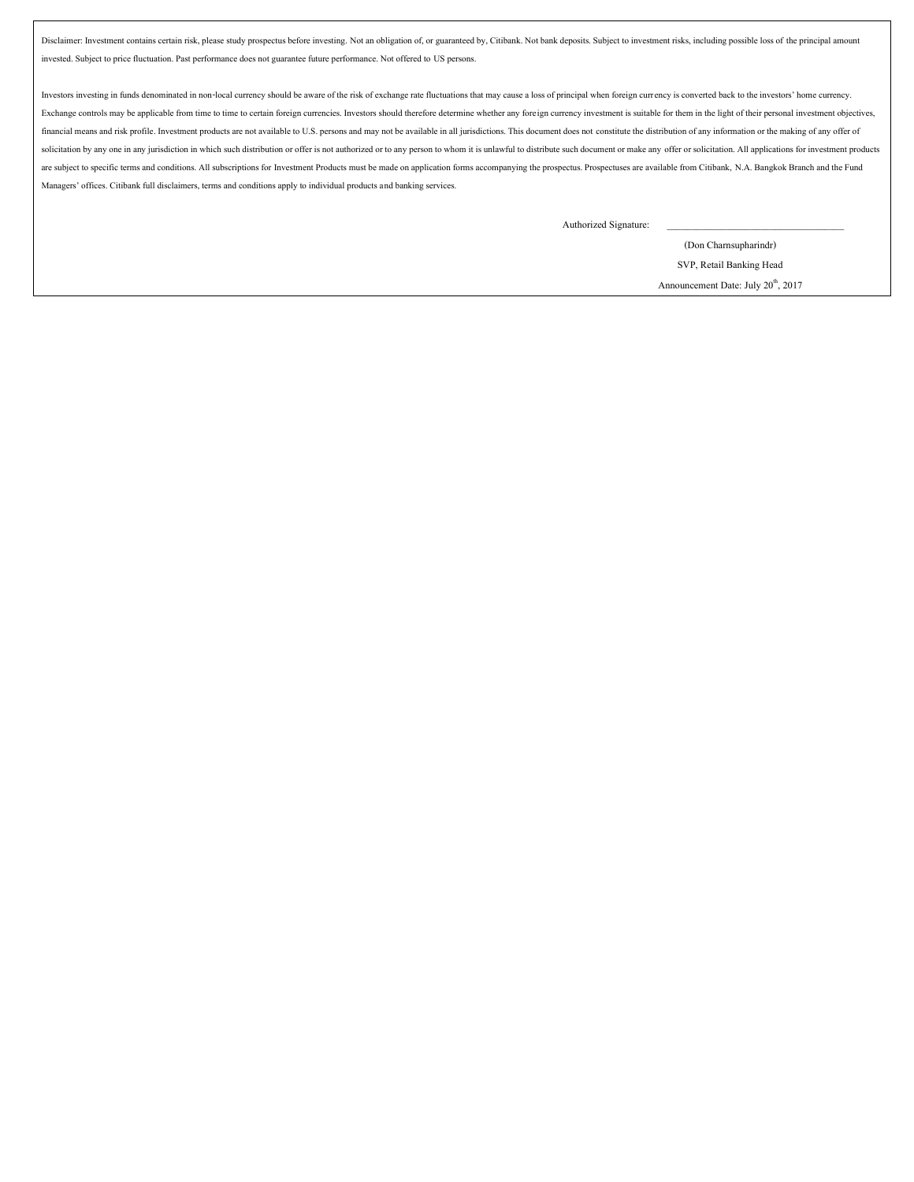Disclaimer: Investment contains certain risk, please study prospectus before investing. Not an obligation of, or guaranteed by, Citibank. Not bank deposits. Subject to investment risks, including possible loss of the principal amount invested. Subject to price fluctuation. Past performance does not guarantee future performance. Not offered to US persons.

Investors investing in funds denominated in non-local currency should be aware of the risk of exchange rate fluctuations that may cause a loss of principal when foreign currency is converted back to the investors' home currency. Exchange controls may be applicable from time to time to certain foreign currencies. Investors should therefore determine whether any foreign currency investment is suitable for them in the light of their personal investment objectives, financial means and risk profile. Investment products are not available to U.S. persons and may not be available in all jurisdictions. This document does not constitute the distribution of any information or the making of any offer of solicitation by any one in any jurisdiction in which such distribution or offer is not authorized or to any person to whom it is unlawful to distribute such document or make any offer or solicitation. All applications for investment products are subject to specific terms and conditions. All subscriptions for Investment Products must be made on application forms accompanying the prospectus. Prospectuses are available from Citibank, N.A. Bangkok Branch and the Fund Managers' offices. Citibank full disclaimers, terms and conditions apply to individual products and banking services.

Authorized Signature: ____________________________

(Don Charnsupharindr)

SVP, Retail Banking Head

Announcement Date: July 20th, 2017